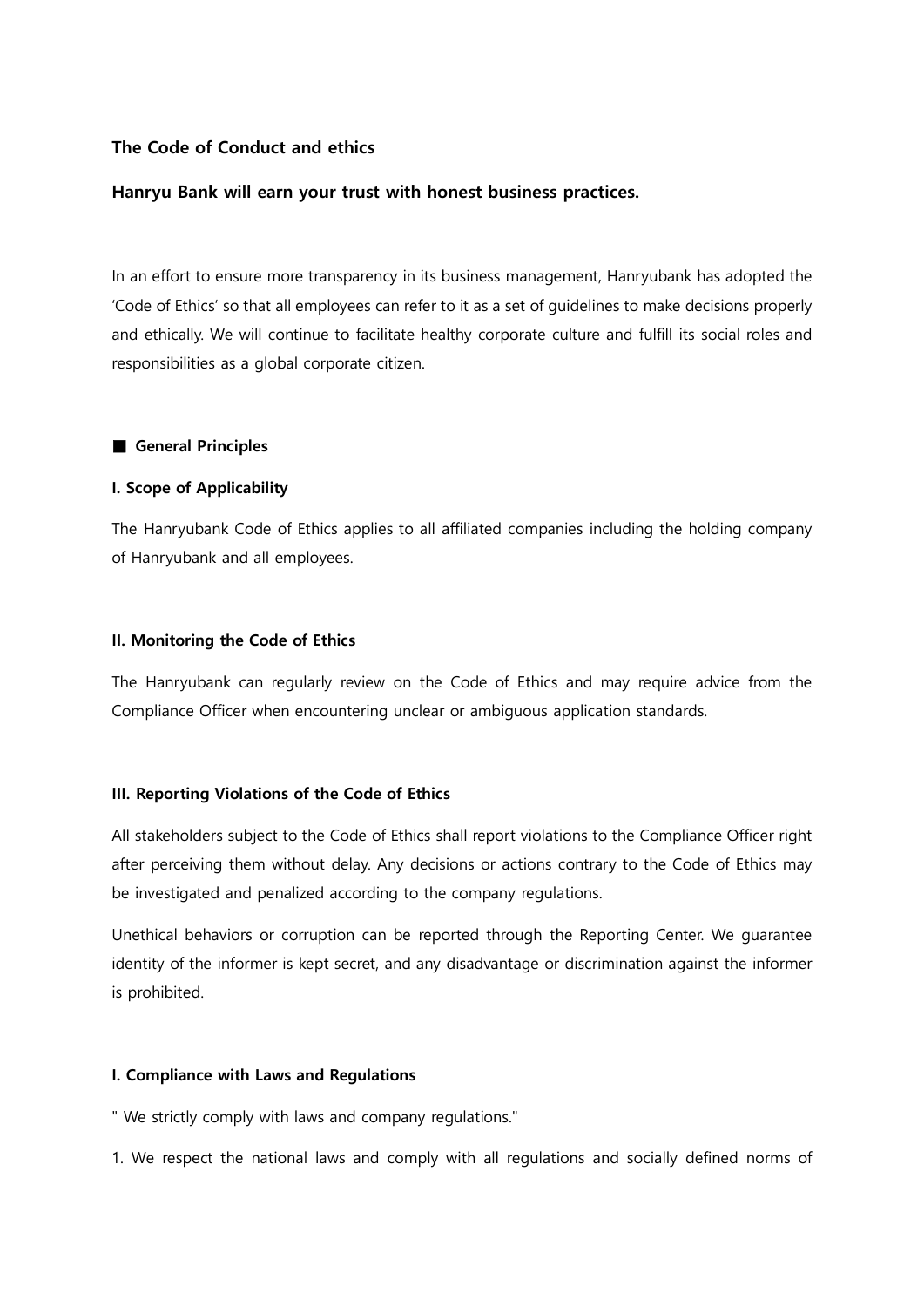# The Code of Conduct and ethics

## Hanryu Bank will earn your trust with honest business practices.

In an effort to ensure more transparency in its business management, Hanryubank has adopted the 'Code of Ethics' so that all employees can refer to it as a set of guidelines to make decisions properly and ethically. We will continue to facilitate healthy corporate culture and fulfill its social roles and responsibilities as a global corporate citizen.

### ■ General Principles

#### I. Scope of Applicability

The Hanryubank Code of Ethics applies to all affiliated companies including the holding company of Hanryubank and all employees.

#### II. Monitoring the Code of Ethics

The Hanryubank can regularly review on the Code of Ethics and may require advice from the Compliance Officer when encountering unclear or ambiguous application standards.

#### III. Reporting Violations of the Code of Ethics

All stakeholders subject to the Code of Ethics shall report violations to the Compliance Officer right after perceiving them without delay. Any decisions or actions contrary to the Code of Ethics may be investigated and penalized according to the company regulations.

Unethical behaviors or corruption can be reported through the Reporting Center. We guarantee identity of the informer is kept secret, and any disadvantage or discrimination against the informer is prohibited.

#### I. Compliance with Laws and Regulations

" We strictly comply with laws and company regulations."

1. We respect the national laws and comply with all regulations and socially defined norms of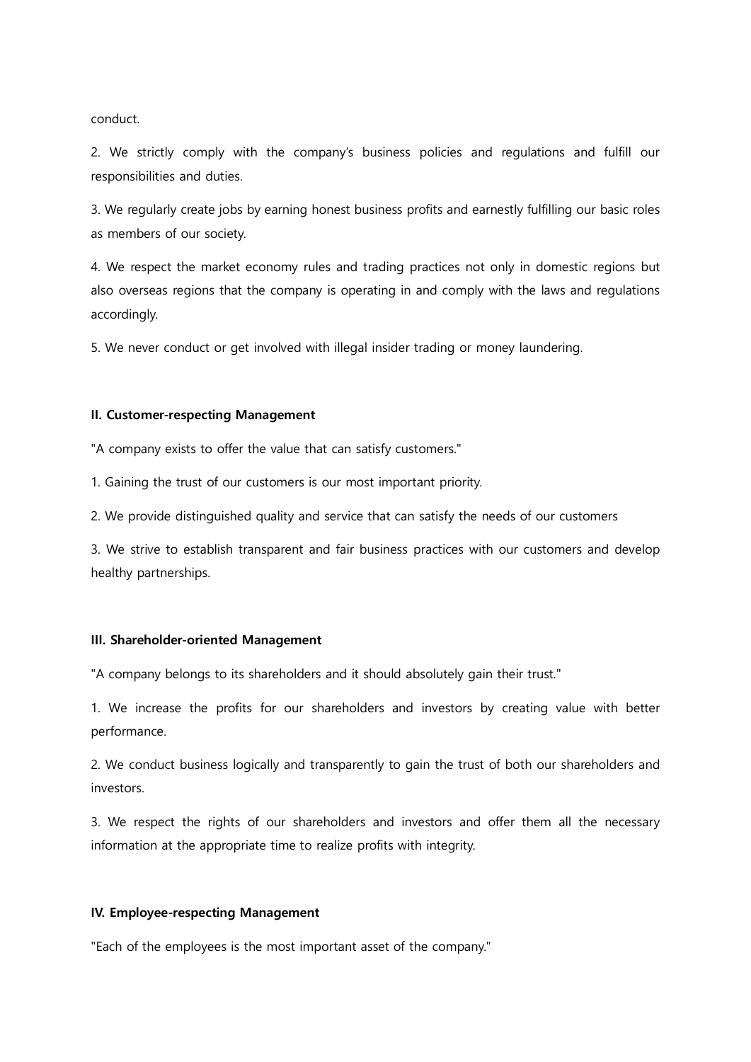conduct.

2. We strictly comply with the company's business policies and regulations and fulfill our responsibilities and duties.

3. We regularly create jobs by earning honest business profits and earnestly fulfilling our basic roles as members of our society.

4. We respect the market economy rules and trading practices not only in domestic regions but also overseas regions that the company is operating in and comply with the laws and regulations accordingly.

5. We never conduct or get involved with illegal insider trading or money laundering.

**II. Customer-respecting Management**

"A company exists to offer the value that can satisfy customers."

1. Gaining the trust of our customers is our most important priority.

2. We provide distinguished quality and service that can satisfy the needs of our customers

3. We strive to establish transparent and fair business practices with our customers and develop healthy partnerships.

**III. Shareholder-oriented Management**

"A company belongs to its shareholders and it should absolutely gain their trust."

1. We increase the profits for our shareholders and investors by creating value with better performance.

2. We conduct business logically and transparently to gain the trust of both our shareholders and investors.

3. We respect the rights of our shareholders and investors and offer them all the necessary information at the appropriate time to realize profits with integrity.

**IV. Employee-respecting Management**

"Each of the employees is the most important asset of the company."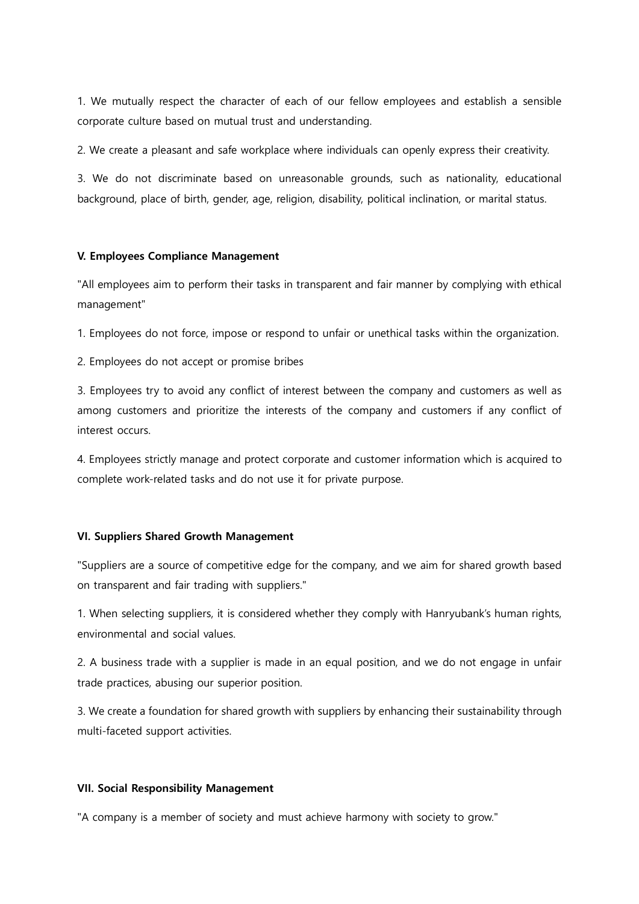1. We mutually respect the character of each of our fellow employees and establish a sensible corporate culture based on mutual trust and understanding.

2. We create a pleasant and safe workplace where individuals can openly express their creativity.

3. We do not discriminate based on unreasonable grounds, such as nationality, educational background, place of birth, gender, age, religion, disability, political inclination, or marital status.

## V. Employees Compliance Management

"All employees aim to perform their tasks in transparent and fair manner by complying with ethical management"

1. Employees do not force, impose or respond to unfair or unethical tasks within the organization.

2. Employees do not accept or promise bribes

3. Employees try to avoid any conflict of interest between the company and customers as well as among customers and prioritize the interests of the company and customers if any conflict of interest occurs.

4. Employees strictly manage and protect corporate and customer information which is acquired to complete work-related tasks and do not use it for private purpose.

## VI. Suppliers Shared Growth Management

"Suppliers are a source of competitive edge for the company, and we aim for shared growth based on transparent and fair trading with suppliers."

1. When selecting suppliers, it is considered whether they comply with Hanryubank's human rights, environmental and social values.

2. A business trade with a supplier is made in an equal position, and we do not engage in unfair trade practices, abusing our superior position.

3. We create a foundation for shared growth with suppliers by enhancing their sustainability through multi-faceted support activities.

## VII. Social Responsibility Management

"A company is a member of society and must achieve harmony with society to grow."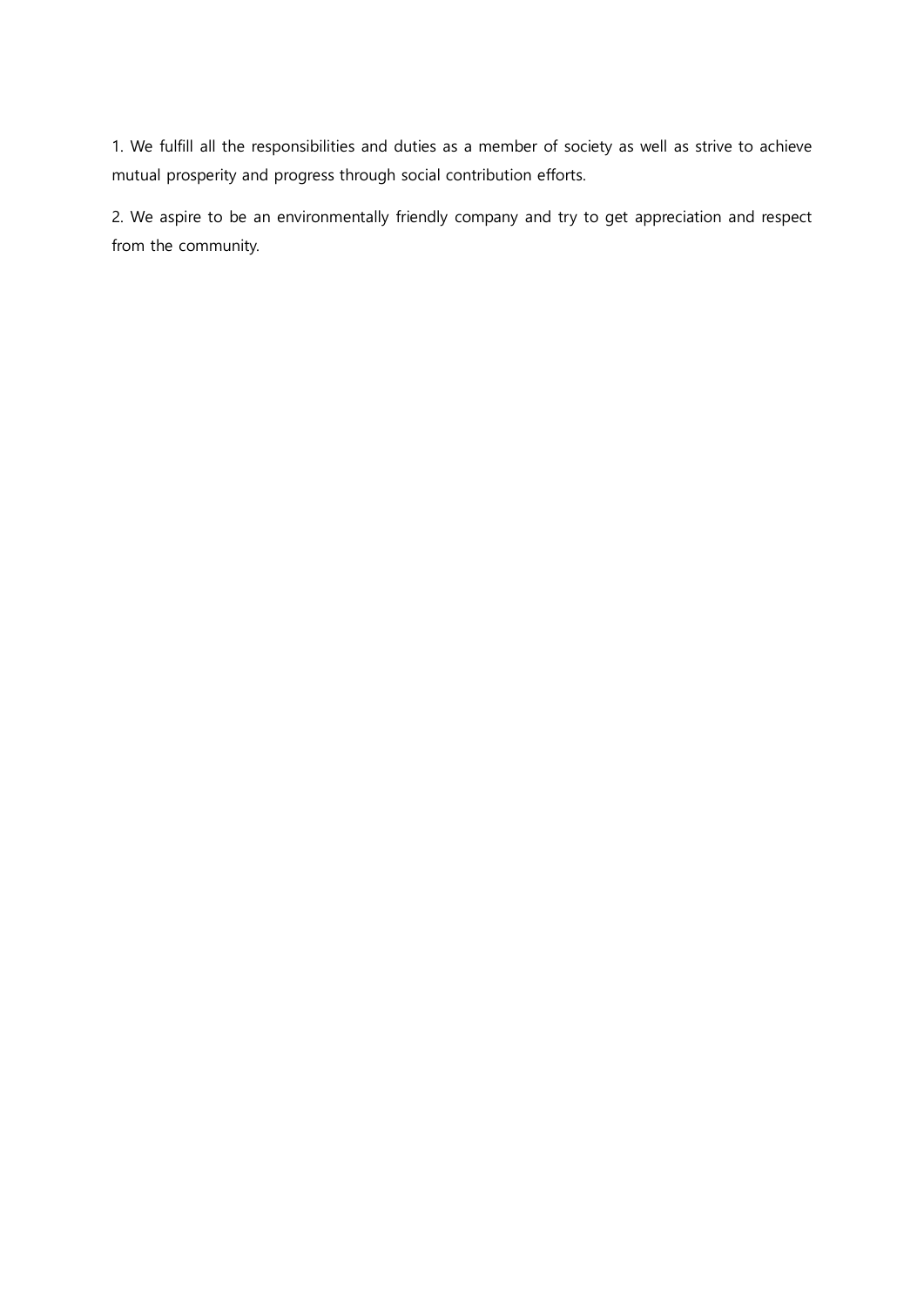1. We fulfill all the responsibilities and duties as a member of society as well as strive to achieve mutual prosperity and progress through social contribution efforts.

2. We aspire to be an environmentally friendly company and try to get appreciation and respect from the community.